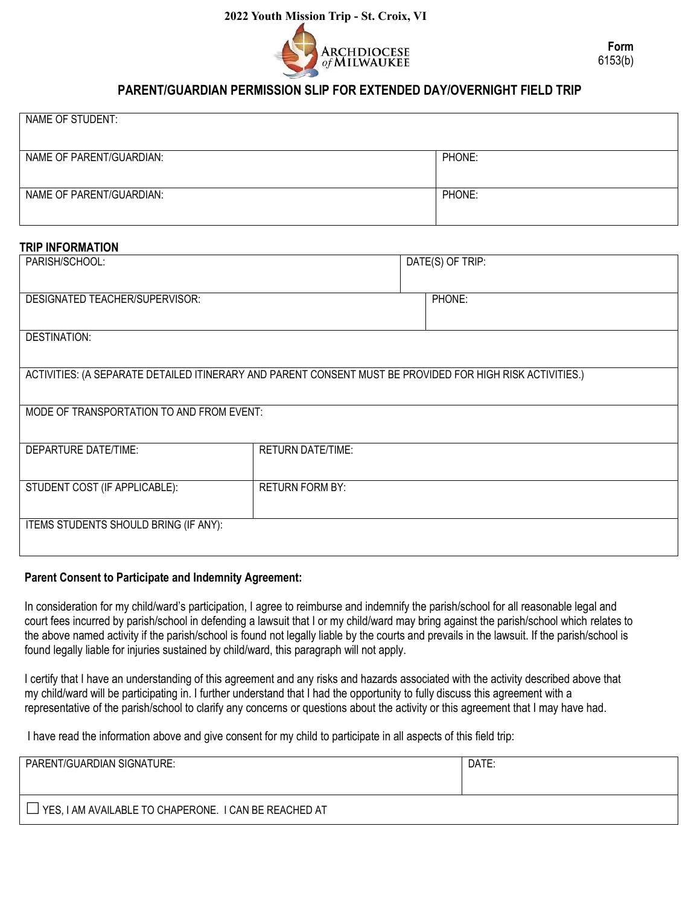**2022 Youth Mission Trip - St. Croix, VI**

ARCHDIOCESE of MILWAUKEE

**Form** 6153(b)

## PARENT/GUARDIAN PERMISSION SLIP FOR EXTENDED DAY/OVERNIGHT FIELD TRIP

| NAME OF STUDENT: | |
|---|---|
| NAME OF PARENT/GUARDIAN: | PHONE: |
| NAME OF PARENT/GUARDIAN: | PHONE: |

**TRIP INFORMATION**

| PARISH/SCHOOL: | DATE(S) OF TRIP: |
|---|---|
| DESIGNATED TEACHER/SUPERVISOR: | PHONE: |
| DESTINATION: | |
| ACTIVITIES: (A SEPARATE DETAILED ITINERARY AND PARENT CONSENT MUST BE PROVIDED FOR HIGH RISK ACTIVITIES.) | |
| MODE OF TRANSPORTATION TO AND FROM EVENT: | |
| DEPARTURE DATE/TIME: | RETURN DATE/TIME: |
| STUDENT COST (IF APPLICABLE): | RETURN FORM BY: |
| ITEMS STUDENTS SHOULD BRING (IF ANY): | |

**Parent Consent to Participate and Indemnity Agreement:**

In consideration for my child/ward's participation, I agree to reimburse and indemnify the parish/school for all reasonable legal and court fees incurred by parish/school in defending a lawsuit that I or my child/ward may bring against the parish/school which relates to the above named activity if the parish/school is found not legally liable by the courts and prevails in the lawsuit. If the parish/school is found legally liable for injuries sustained by child/ward, this paragraph will not apply.

I certify that I have an understanding of this agreement and any risks and hazards associated with the activity described above that my child/ward will be participating in. I further understand that I had the opportunity to fully discuss this agreement with a representative of the parish/school to clarify any concerns or questions about the activity or this agreement that I may have had.

I have read the information above and give consent for my child to participate in all aspects of this field trip:

| PARENT/GUARDIAN SIGNATURE: | DATE: |
|---|---|
| ☐ YES, I AM AVAILABLE TO CHAPERONE. I CAN BE REACHED AT | |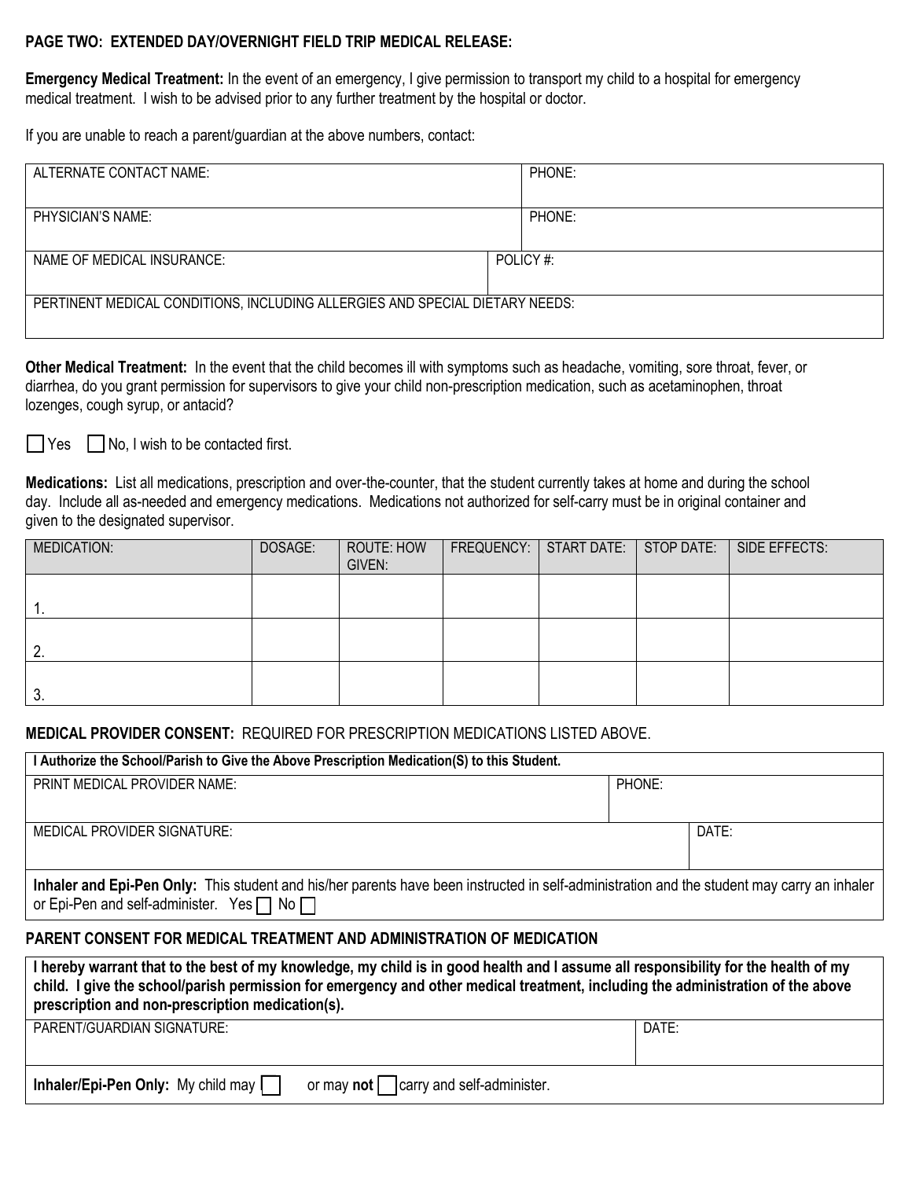**PAGE TWO: EXTENDED DAY/OVERNIGHT FIELD TRIP MEDICAL RELEASE:**

**Emergency Medical Treatment:** In the event of an emergency, I give permission to transport my child to a hospital for emergency medical treatment. I wish to be advised prior to any further treatment by the hospital or doctor.

If you are unable to reach a parent/guardian at the above numbers, contact:

| | |
|---|---|
| ALTERNATE CONTACT NAME: | PHONE: |
| PHYSICIAN'S NAME: | PHONE: |
| NAME OF MEDICAL INSURANCE: | POLICY #: |
| PERTINENT MEDICAL CONDITIONS, INCLUDING ALLERGIES AND SPECIAL DIETARY NEEDS: | |

**Other Medical Treatment:** In the event that the child becomes ill with symptoms such as headache, vomiting, sore throat, fever, or diarrhea, do you grant permission for supervisors to give your child non-prescription medication, such as acetaminophen, throat lozenges, cough syrup, or antacid?

☐ Yes ☐ No, I wish to be contacted first.

**Medications:** List all medications, prescription and over-the-counter, that the student currently takes at home and during the school day. Include all as-needed and emergency medications. Medications not authorized for self-carry must be in original container and given to the designated supervisor.

| MEDICATION: | DOSAGE: | ROUTE: HOW GIVEN: | FREQUENCY: | START DATE: | STOP DATE: | SIDE EFFECTS: |
|---|---|---|---|---|---|---|
| 1. | | | | | | |
| 2. | | | | | | |
| 3. | | | | | | |

**MEDICAL PROVIDER CONSENT:** REQUIRED FOR PRESCRIPTION MEDICATIONS LISTED ABOVE.

| | |
|---|---|
| **I Authorize the School/Parish to Give the Above Prescription Medication(S) to this Student.** | |
| PRINT MEDICAL PROVIDER NAME: | PHONE: |
| MEDICAL PROVIDER SIGNATURE: | DATE: |
| **Inhaler and Epi-Pen Only:** This student and his/her parents have been instructed in self-administration and the student may carry an inhaler or Epi-Pen and self-administer. Yes ☐ No ☐ | |

**PARENT CONSENT FOR MEDICAL TREATMENT AND ADMINISTRATION OF MEDICATION**

| | |
|---|---|
| **I hereby warrant that to the best of my knowledge, my child is in good health and I assume all responsibility for the health of my child. I give the school/parish permission for emergency and other medical treatment, including the administration of the above prescription and non-prescription medication(s).** | |
| PARENT/GUARDIAN SIGNATURE: | DATE: |
| **Inhaler/Epi-Pen Only:** My child may ☐ or may **not** ☐ carry and self-administer. | |